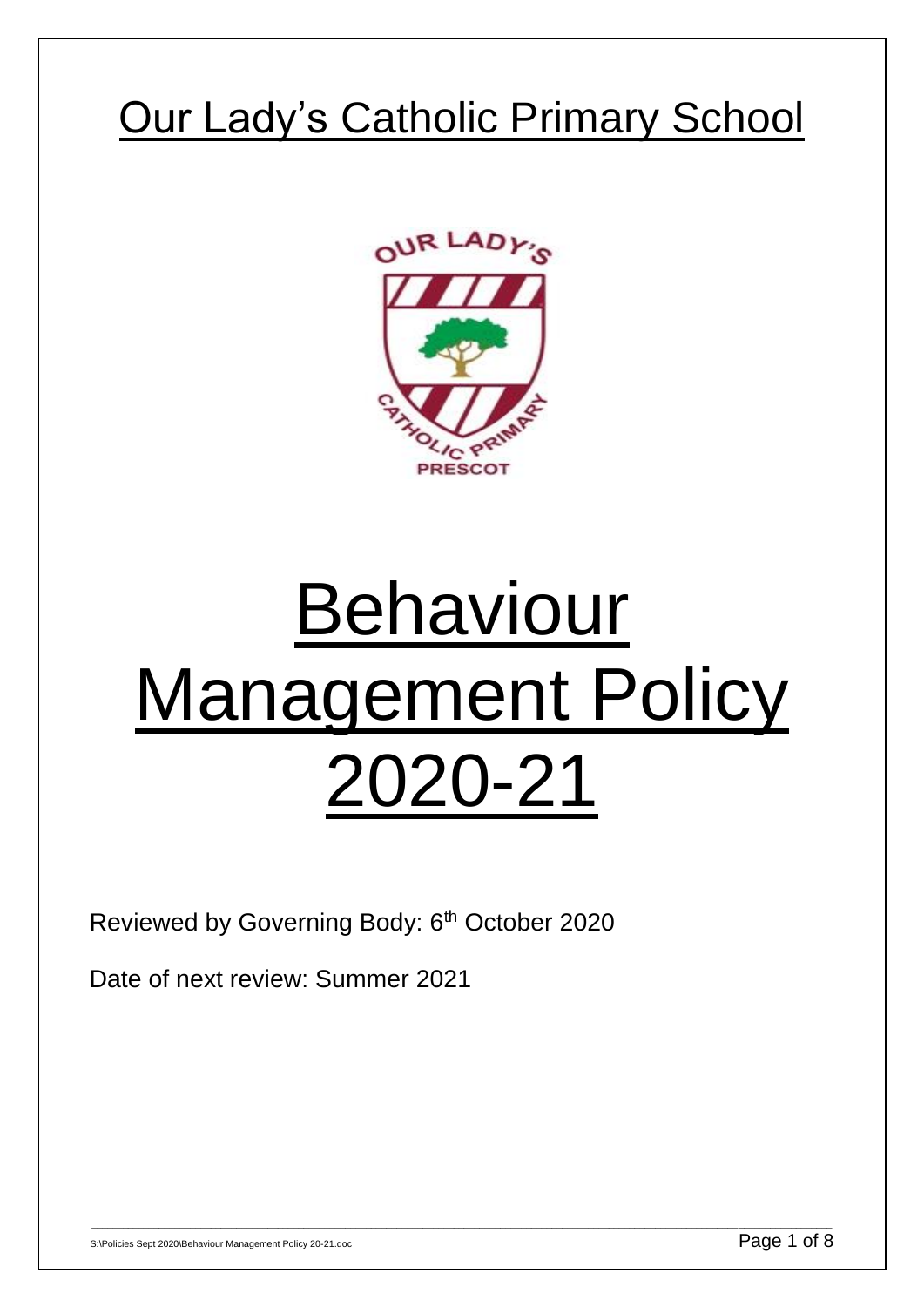# Our Lady's Catholic Primary School

# Behaviour Management Policy 2020-21

Reviewed by Governing Body: 6th October 2020

Date of next review: Summer 2021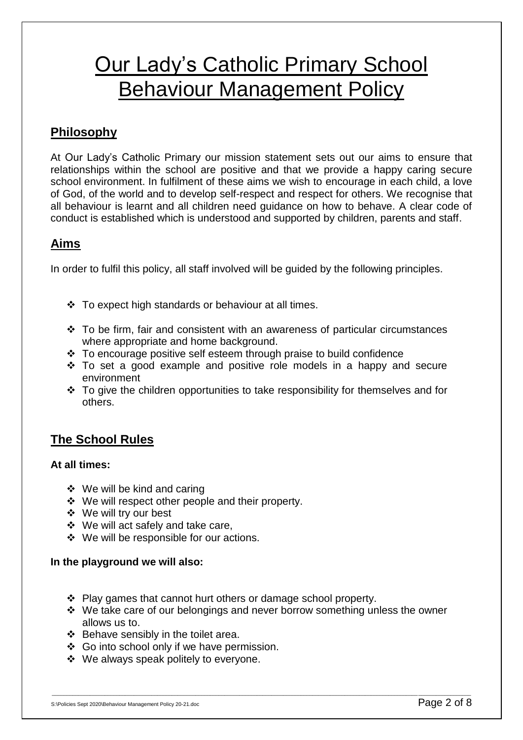# Our Lady's Catholic Primary School Behaviour Management Policy

## Philosophy

At Our Lady's Catholic Primary our mission statement sets out our aims to ensure that relationships within the school are positive and that we provide a happy caring secure school environment. In fulfilment of these aims we wish to encourage in each child, a love of God, of the world and to develop self-respect and respect for others. We recognise that all behaviour is learnt and all children need guidance on how to behave. A clear code of conduct is established which is understood and supported by children, parents and staff.

## Aims

In order to fulfil this policy, all staff involved will be guided by the following principles.

- To expect high standards or behaviour at all times.
- To be firm, fair and consistent with an awareness of particular circumstances where appropriate and home background.
- To encourage positive self esteem through praise to build confidence
- To set a good example and positive role models in a happy and secure environment
- To give the children opportunities to take responsibility for themselves and for others.

## The School Rules

**At all times:**

- We will be kind and caring
- We will respect other people and their property.
- We will try our best
- We will act safely and take care,
- We will be responsible for our actions.

**In the playground we will also:**

- Play games that cannot hurt others or damage school property.
- We take care of our belongings and never borrow something unless the owner allows us to.
- Behave sensibly in the toilet area.
- Go into school only if we have permission.
- We always speak politely to everyone.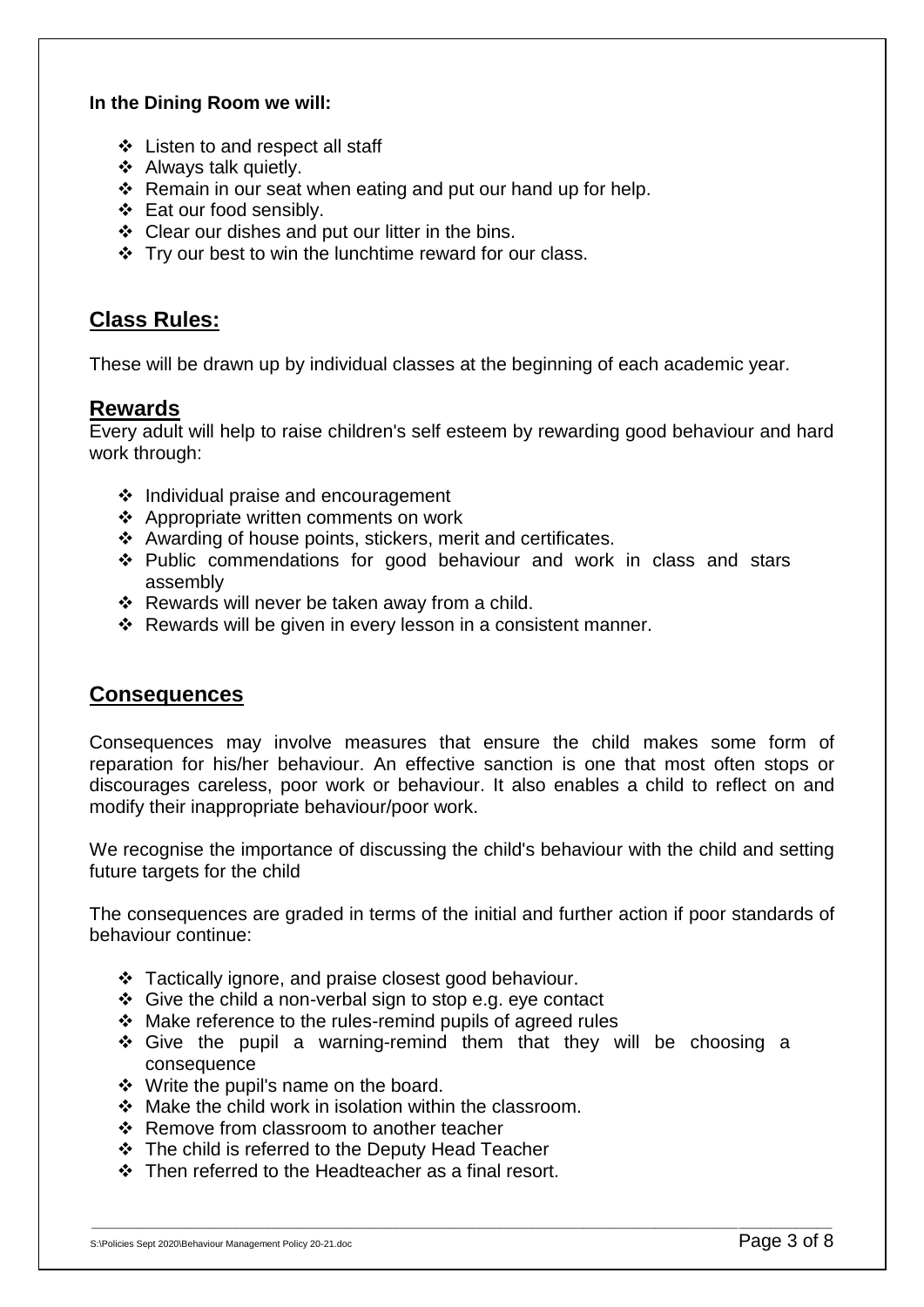**In the Dining Room we will:**

- Listen to and respect all staff
- Always talk quietly.
- Remain in our seat when eating and put our hand up for help.
- Eat our food sensibly.
- Clear our dishes and put our litter in the bins.
- Try our best to win the lunchtime reward for our class.

## Class Rules:

These will be drawn up by individual classes at the beginning of each academic year.

## Rewards

Every adult will help to raise children's self esteem by rewarding good behaviour and hard work through:

- Individual praise and encouragement
- Appropriate written comments on work
- Awarding of house points, stickers, merit and certificates.
- Public commendations for good behaviour and work in class and stars assembly
- Rewards will never be taken away from a child.
- Rewards will be given in every lesson in a consistent manner.

## Consequences

Consequences may involve measures that ensure the child makes some form of reparation for his/her behaviour. An effective sanction is one that most often stops or discourages careless, poor work or behaviour. It also enables a child to reflect on and modify their inappropriate behaviour/poor work.

We recognise the importance of discussing the child's behaviour with the child and setting future targets for the child

The consequences are graded in terms of the initial and further action if poor standards of behaviour continue:

- Tactically ignore, and praise closest good behaviour.
- Give the child a non-verbal sign to stop e.g. eye contact
- Make reference to the rules-remind pupils of agreed rules
- Give the pupil a warning-remind them that they will be choosing a consequence
- Write the pupil's name on the board.
- Make the child work in isolation within the classroom.
- Remove from classroom to another teacher
- The child is referred to the Deputy Head Teacher
- Then referred to the Headteacher as a final resort.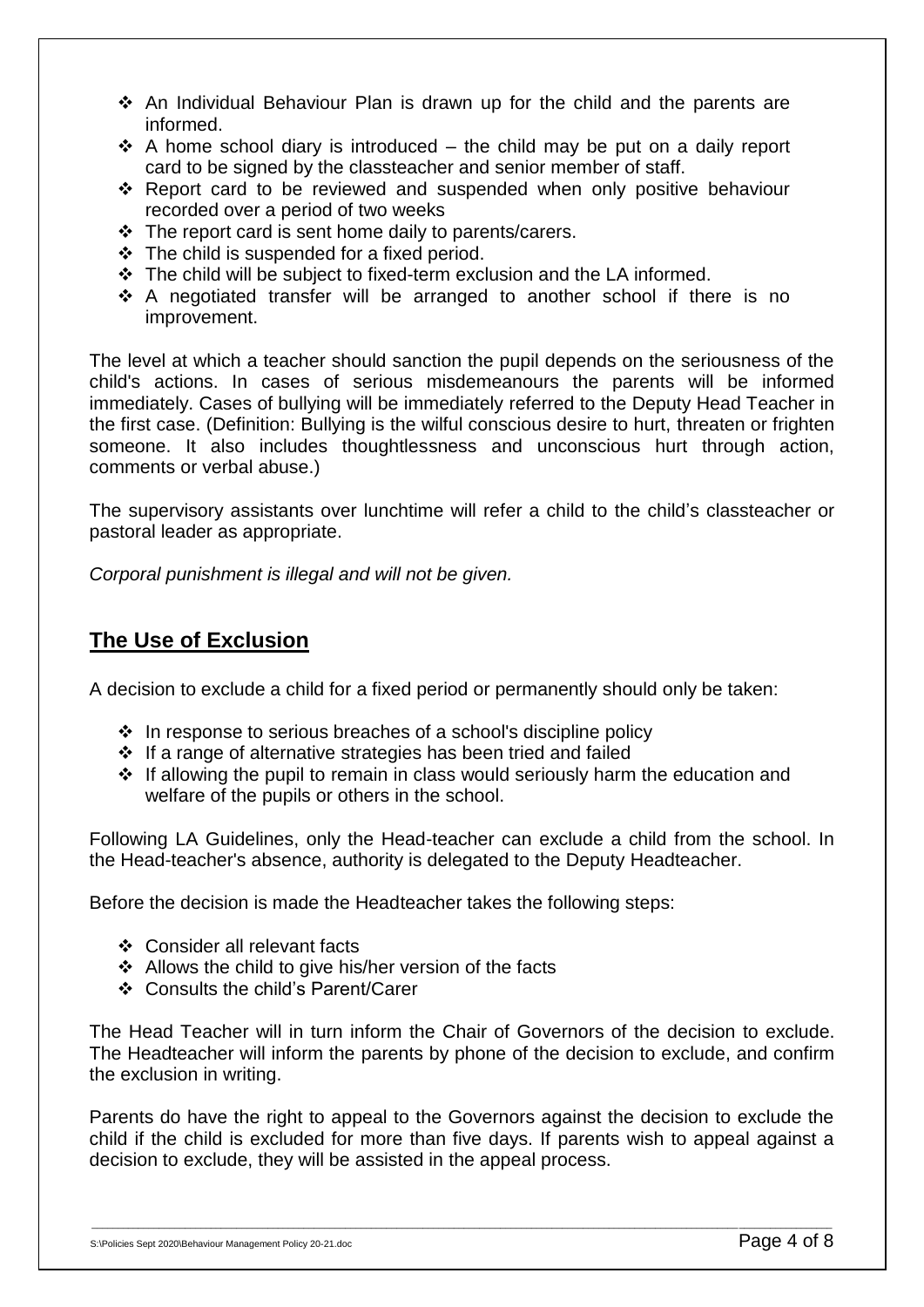- An Individual Behaviour Plan is drawn up for the child and the parents are informed.
- A home school diary is introduced – the child may be put on a daily report card to be signed by the classteacher and senior member of staff.
- Report card to be reviewed and suspended when only positive behaviour recorded over a period of two weeks
- The report card is sent home daily to parents/carers.
- The child is suspended for a fixed period.
- The child will be subject to fixed-term exclusion and the LA informed.
- A negotiated transfer will be arranged to another school if there is no improvement.

The level at which a teacher should sanction the pupil depends on the seriousness of the child's actions. In cases of serious misdemeanours the parents will be informed immediately. Cases of bullying will be immediately referred to the Deputy Head Teacher in the first case. (Definition: Bullying is the wilful conscious desire to hurt, threaten or frighten someone. It also includes thoughtlessness and unconscious hurt through action, comments or verbal abuse.)

The supervisory assistants over lunchtime will refer a child to the child's classteacher or pastoral leader as appropriate.

*Corporal punishment is illegal and will not be given.*

## The Use of Exclusion

A decision to exclude a child for a fixed period or permanently should only be taken:

- In response to serious breaches of a school's discipline policy
- If a range of alternative strategies has been tried and failed
- If allowing the pupil to remain in class would seriously harm the education and welfare of the pupils or others in the school.

Following LA Guidelines, only the Head-teacher can exclude a child from the school. In the Head-teacher's absence, authority is delegated to the Deputy Headteacher.

Before the decision is made the Headteacher takes the following steps:

- Consider all relevant facts
- Allows the child to give his/her version of the facts
- Consults the child's Parent/Carer

The Head Teacher will in turn inform the Chair of Governors of the decision to exclude. The Headteacher will inform the parents by phone of the decision to exclude, and confirm the exclusion in writing.

Parents do have the right to appeal to the Governors against the decision to exclude the child if the child is excluded for more than five days. If parents wish to appeal against a decision to exclude, they will be assisted in the appeal process.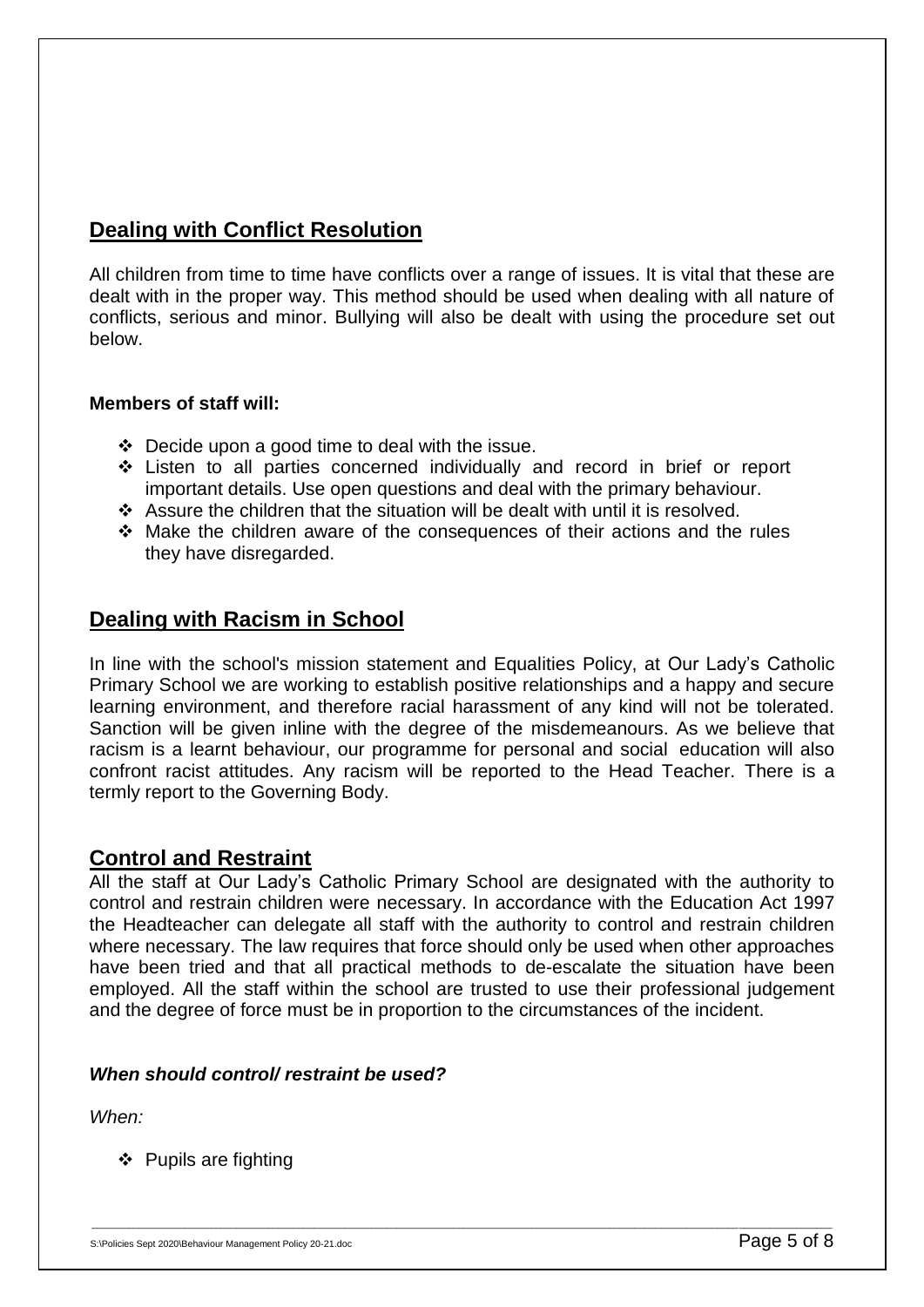## Dealing with Conflict Resolution

All children from time to time have conflicts over a range of issues. It is vital that these are dealt with in the proper way. This method should be used when dealing with all nature of conflicts, serious and minor. Bullying will also be dealt with using the procedure set out below.

**Members of staff will:**

- Decide upon a good time to deal with the issue.
- Listen to all parties concerned individually and record in brief or report important details. Use open questions and deal with the primary behaviour.
- Assure the children that the situation will be dealt with until it is resolved.
- Make the children aware of the consequences of their actions and the rules they have disregarded.

## Dealing with Racism in School

In line with the school's mission statement and Equalities Policy, at Our Lady's Catholic Primary School we are working to establish positive relationships and a happy and secure learning environment, and therefore racial harassment of any kind will not be tolerated. Sanction will be given inline with the degree of the misdemeanours. As we believe that racism is a learnt behaviour, our programme for personal and social education will also confront racist attitudes. Any racism will be reported to the Head Teacher. There is a termly report to the Governing Body.

## Control and Restraint

All the staff at Our Lady's Catholic Primary School are designated with the authority to control and restrain children were necessary. In accordance with the Education Act 1997 the Headteacher can delegate all staff with the authority to control and restrain children where necessary. The law requires that force should only be used when other approaches have been tried and that all practical methods to de-escalate the situation have been employed. All the staff within the school are trusted to use their professional judgement and the degree of force must be in proportion to the circumstances of the incident.

***When should control/ restraint be used?***

*When:*

- Pupils are fighting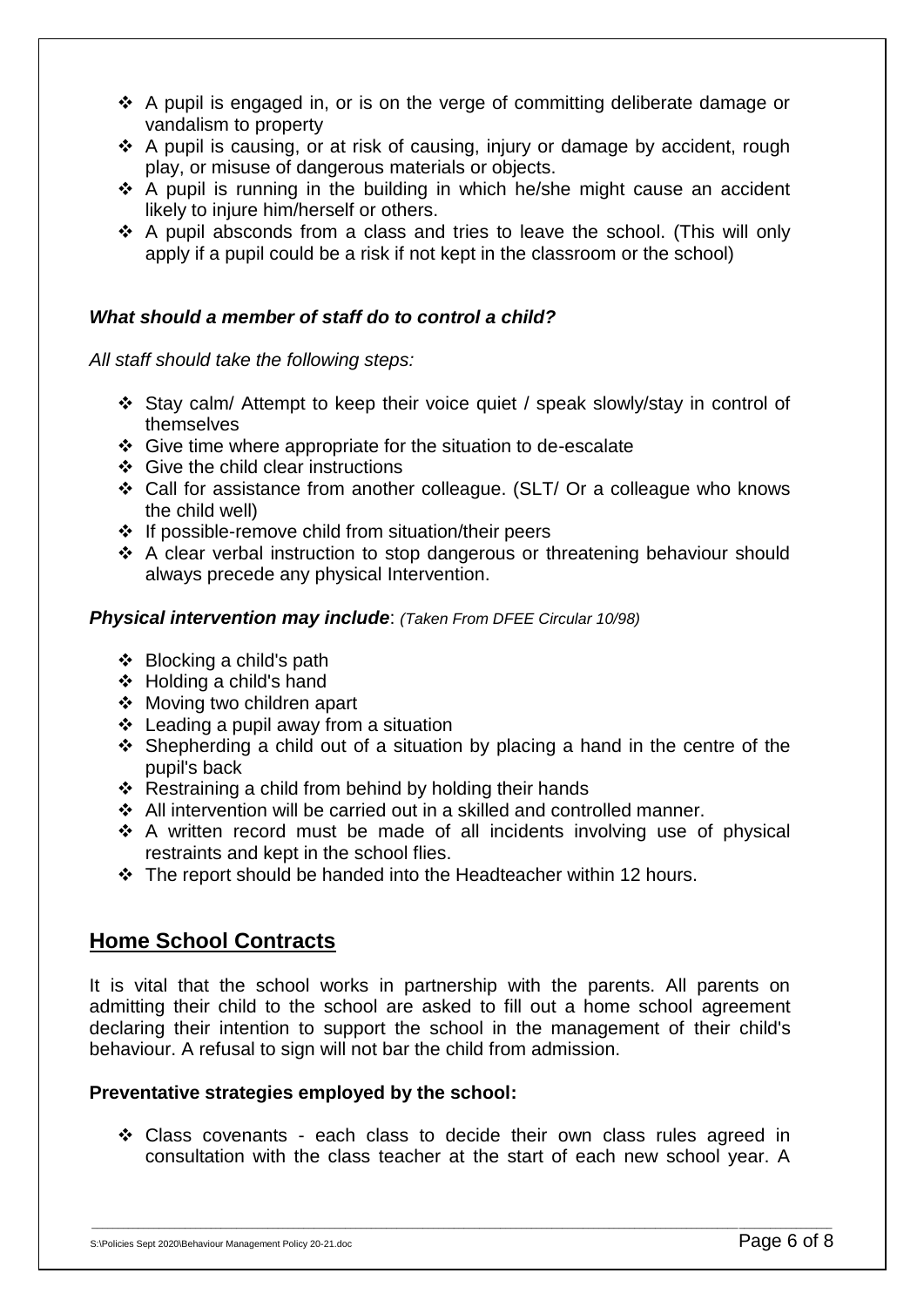- A pupil is engaged in, or is on the verge of committing deliberate damage or vandalism to property
- A pupil is causing, or at risk of causing, injury or damage by accident, rough play, or misuse of dangerous materials or objects.
- A pupil is running in the building in which he/she might cause an accident likely to injure him/herself or others.
- A pupil absconds from a class and tries to leave the school. (This will only apply if a pupil could be a risk if not kept in the classroom or the school)

***What should a member of staff do to control a child?***

*All staff should take the following steps:*

- Stay calm/ Attempt to keep their voice quiet / speak slowly/stay in control of themselves
- Give time where appropriate for the situation to de-escalate
- Give the child clear instructions
- Call for assistance from another colleague. (SLT/ Or a colleague who knows the child well)
- If possible-remove child from situation/their peers
- A clear verbal instruction to stop dangerous or threatening behaviour should always precede any physical Intervention.

***Physical intervention may include***: *(Taken From DFEE Circular 10/98)*

- Blocking a child's path
- Holding a child's hand
- Moving two children apart
- Leading a pupil away from a situation
- Shepherding a child out of a situation by placing a hand in the centre of the pupil's back
- Restraining a child from behind by holding their hands
- All intervention will be carried out in a skilled and controlled manner.
- A written record must be made of all incidents involving use of physical restraints and kept in the school flies.
- The report should be handed into the Headteacher within 12 hours.

## Home School Contracts

It is vital that the school works in partnership with the parents. All parents on admitting their child to the school are asked to fill out a home school agreement declaring their intention to support the school in the management of their child's behaviour. A refusal to sign will not bar the child from admission.

**Preventative strategies employed by the school:**

- Class covenants - each class to decide their own class rules agreed in consultation with the class teacher at the start of each new school year. A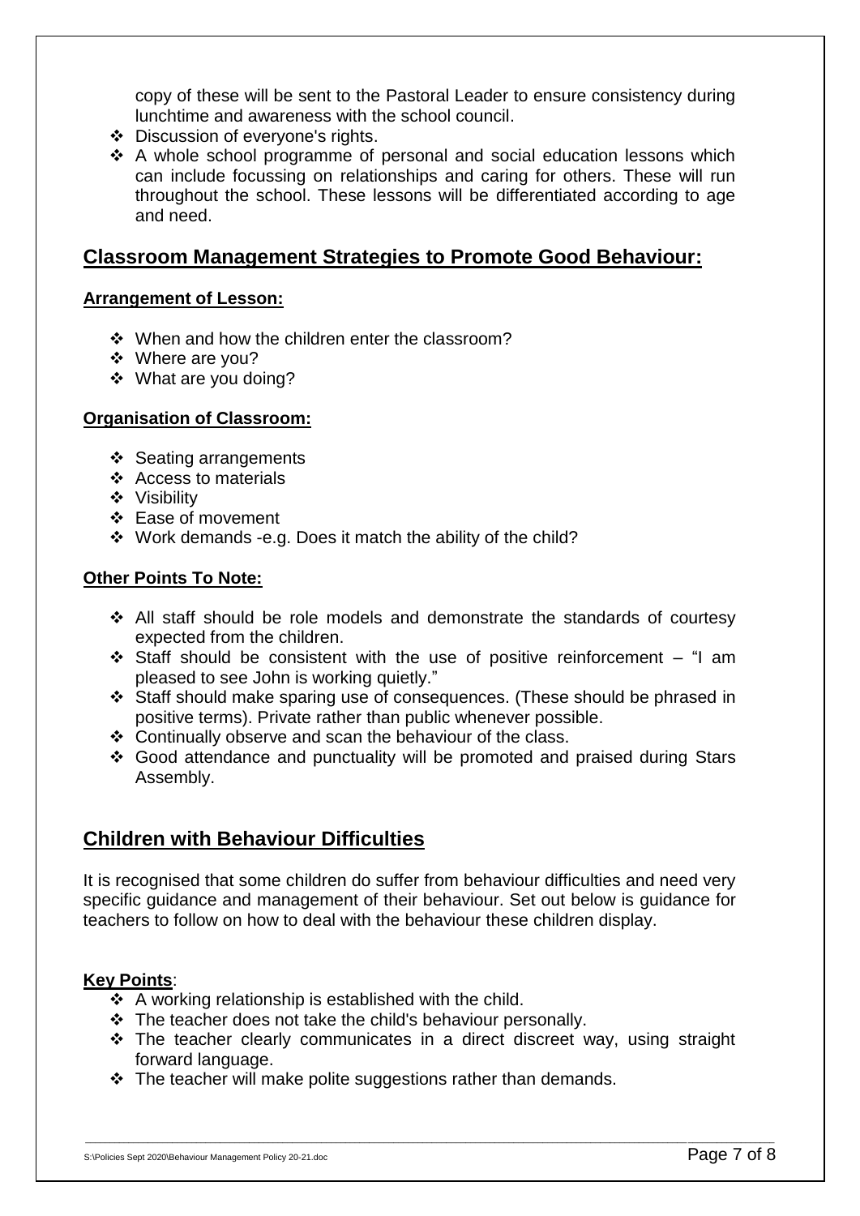copy of these will be sent to the Pastoral Leader to ensure consistency during lunchtime and awareness with the school council.

- Discussion of everyone's rights.
- A whole school programme of personal and social education lessons which can include focussing on relationships and caring for others. These will run throughout the school. These lessons will be differentiated according to age and need.

## Classroom Management Strategies to Promote Good Behaviour:

### Arrangement of Lesson:

- When and how the children enter the classroom?
- Where are you?
- What are you doing?

### Organisation of Classroom:

- Seating arrangements
- Access to materials
- Visibility
- Ease of movement
- Work demands -e.g. Does it match the ability of the child?

### Other Points To Note:

- All staff should be role models and demonstrate the standards of courtesy expected from the children.
- Staff should be consistent with the use of positive reinforcement – "I am pleased to see John is working quietly."
- Staff should make sparing use of consequences. (These should be phrased in positive terms). Private rather than public whenever possible.
- Continually observe and scan the behaviour of the class.
- Good attendance and punctuality will be promoted and praised during Stars Assembly.

## Children with Behaviour Difficulties

It is recognised that some children do suffer from behaviour difficulties and need very specific guidance and management of their behaviour. Set out below is guidance for teachers to follow on how to deal with the behaviour these children display.

**Key Points**:

- A working relationship is established with the child.
- The teacher does not take the child's behaviour personally.
- The teacher clearly communicates in a direct discreet way, using straight forward language.
- The teacher will make polite suggestions rather than demands.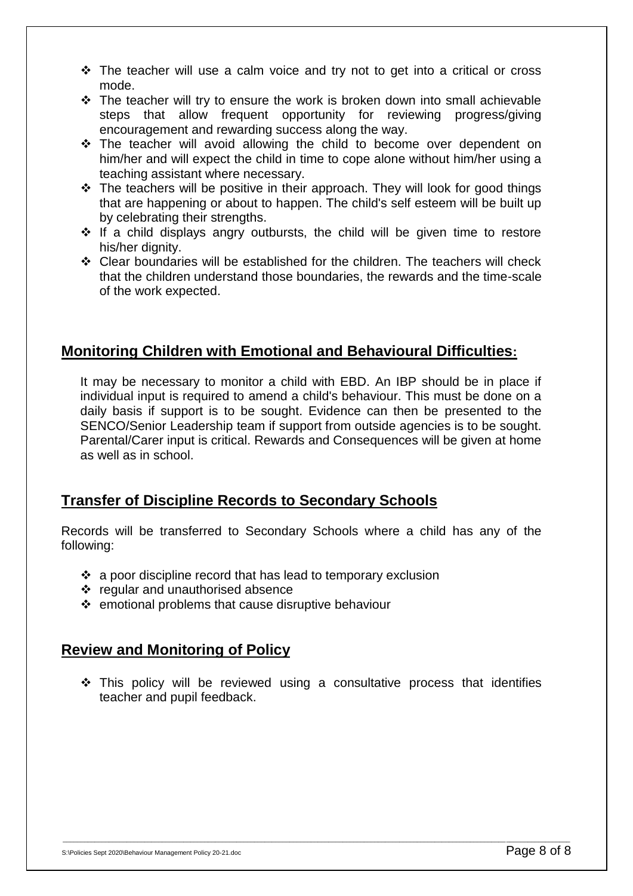- The teacher will use a calm voice and try not to get into a critical or cross mode.
- The teacher will try to ensure the work is broken down into small achievable steps that allow frequent opportunity for reviewing progress/giving encouragement and rewarding success along the way.
- The teacher will avoid allowing the child to become over dependent on him/her and will expect the child in time to cope alone without him/her using a teaching assistant where necessary.
- The teachers will be positive in their approach. They will look for good things that are happening or about to happen. The child's self esteem will be built up by celebrating their strengths.
- If a child displays angry outbursts, the child will be given time to restore his/her dignity.
- Clear boundaries will be established for the children. The teachers will check that the children understand those boundaries, the rewards and the time-scale of the work expected.

## Monitoring Children with Emotional and Behavioural Difficulties:

It may be necessary to monitor a child with EBD. An IBP should be in place if individual input is required to amend a child's behaviour. This must be done on a daily basis if support is to be sought. Evidence can then be presented to the SENCO/Senior Leadership team if support from outside agencies is to be sought. Parental/Carer input is critical. Rewards and Consequences will be given at home as well as in school.

## Transfer of Discipline Records to Secondary Schools

Records will be transferred to Secondary Schools where a child has any of the following:

- a poor discipline record that has lead to temporary exclusion
- regular and unauthorised absence
- emotional problems that cause disruptive behaviour

## Review and Monitoring of Policy

- This policy will be reviewed using a consultative process that identifies teacher and pupil feedback.